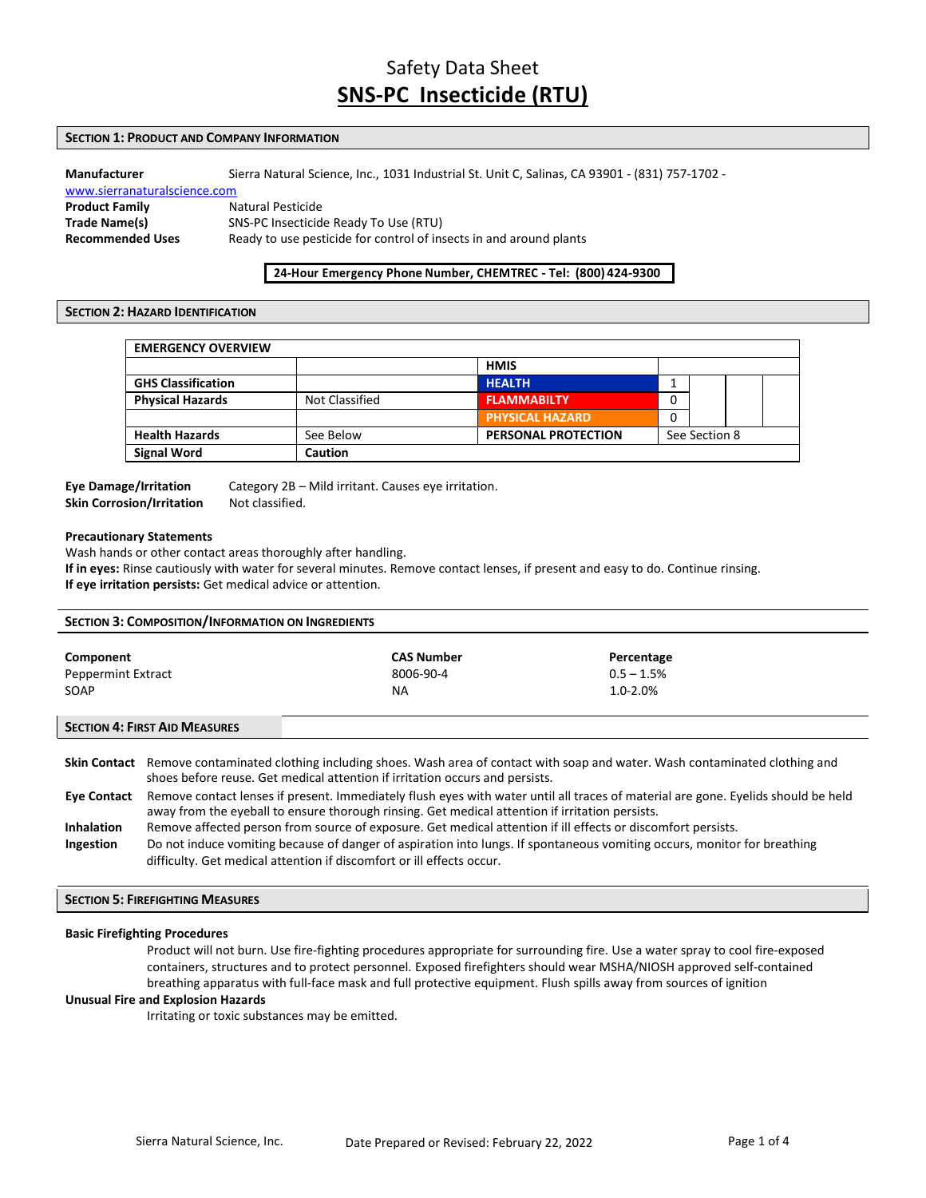# Safety Data Sheet

# SNS-PC Insecticide (RTU)

## SECTION 1: PRODUCT AND COMPANY INFORMATION

**Manufacturer** Sierra Natural Science, Inc., 1031 Industrial St. Unit C, Salinas, CA 93901 - (831) 757-1702 - www.sierranaturalscience.com

**Product Family** Natural Pesticide

**Trade Name(s)** SNS-PC Insecticide Ready To Use (RTU)

**Recommended Uses** Ready to use pesticide for control of insects in and around plants

**24-Hour Emergency Phone Number, CHEMTREC - Tel: (800) 424-9300**

## SECTION 2: HAZARD IDENTIFICATION

| EMERGENCY OVERVIEW | | | | | | |
|---|---|---|---|---|---|---|
| | | **HMIS** | | | | |
| **GHS Classification** | | **HEALTH** | 1 | | | |
| **Physical Hazards** | Not Classified | **FLAMMABILTY** | 0 | | | |
| | | **PHYSICAL HAZARD** | 0 | | | |
| **Health Hazards** | See Below | **PERSONAL PROTECTION** | See Section 8 | | | |
| **Signal Word** | **Caution** | | | | | |

**Eye Damage/Irritation** Category 2B – Mild irritant. Causes eye irritation.

**Skin Corrosion/Irritation** Not classified.

**Precautionary Statements**

Wash hands or other contact areas thoroughly after handling.

**If in eyes:** Rinse cautiously with water for several minutes. Remove contact lenses, if present and easy to do. Continue rinsing.

**If eye irritation persists:** Get medical advice or attention.

## SECTION 3: COMPOSITION/INFORMATION ON INGREDIENTS

| Component | CAS Number | Percentage |
|---|---|---|
| Peppermint Extract | 8006-90-4 | 0.5 – 1.5% |
| SOAP | NA | 1.0-2.0% |

## SECTION 4: FIRST AID MEASURES

**Skin Contact** Remove contaminated clothing including shoes. Wash area of contact with soap and water. Wash contaminated clothing and shoes before reuse. Get medical attention if irritation occurs and persists.

**Eye Contact** Remove contact lenses if present. Immediately flush eyes with water until all traces of material are gone. Eyelids should be held away from the eyeball to ensure thorough rinsing. Get medical attention if irritation persists.

**Inhalation** Remove affected person from source of exposure. Get medical attention if ill effects or discomfort persists.

**Ingestion** Do not induce vomiting because of danger of aspiration into lungs. If spontaneous vomiting occurs, monitor for breathing difficulty. Get medical attention if discomfort or ill effects occur.

## SECTION 5: FIREFIGHTING MEASURES

**Basic Firefighting Procedures**

Product will not burn. Use fire-fighting procedures appropriate for surrounding fire. Use a water spray to cool fire-exposed containers, structures and to protect personnel. Exposed firefighters should wear MSHA/NIOSH approved self-contained breathing apparatus with full-face mask and full protective equipment. Flush spills away from sources of ignition

**Unusual Fire and Explosion Hazards**

Irritating or toxic substances may be emitted.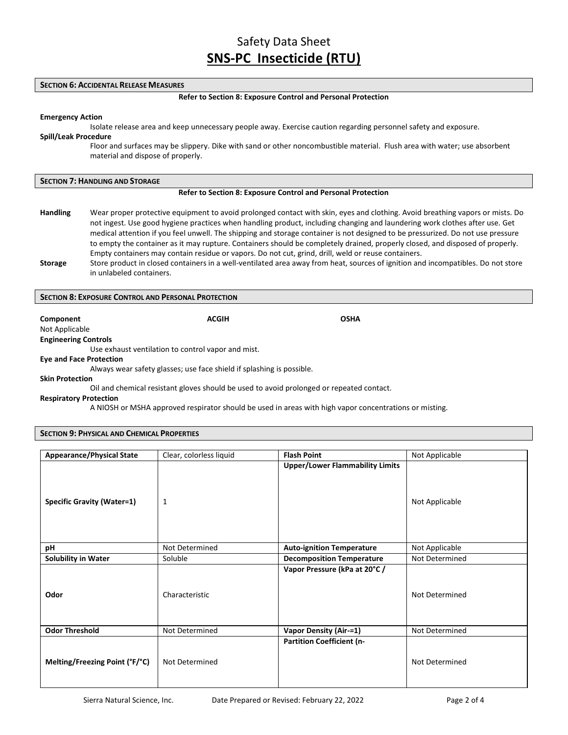# Safety Data Sheet

# SNS-PC Insecticide (RTU)

## SECTION 6: ACCIDENTAL RELEASE MEASURES

**Refer to Section 8: Exposure Control and Personal Protection**

**Emergency Action**

Isolate release area and keep unnecessary people away. Exercise caution regarding personnel safety and exposure.

**Spill/Leak Procedure**

Floor and surfaces may be slippery. Dike with sand or other noncombustible material. Flush area with water; use absorbent material and dispose of properly.

## SECTION 7: HANDLING AND STORAGE

**Refer to Section 8: Exposure Control and Personal Protection**

**Handling** Wear proper protective equipment to avoid prolonged contact with skin, eyes and clothing. Avoid breathing vapors or mists. Do not ingest. Use good hygiene practices when handling product, including changing and laundering work clothes after use. Get medical attention if you feel unwell. The shipping and storage container is not designed to be pressurized. Do not use pressure to empty the container as it may rupture. Containers should be completely drained, properly closed, and disposed of properly. Empty containers may contain residue or vapors. Do not cut, grind, drill, weld or reuse containers.

**Storage** Store product in closed containers in a well-ventilated area away from heat, sources of ignition and incompatibles. Do not store in unlabeled containers.

## SECTION 8: EXPOSURE CONTROL AND PERSONAL PROTECTION

| Component | ACGIH | OSHA |
|---|---|---|
| Not Applicable | | |

**Engineering Controls**

Use exhaust ventilation to control vapor and mist.

**Eye and Face Protection**

Always wear safety glasses; use face shield if splashing is possible.

**Skin Protection**

Oil and chemical resistant gloves should be used to avoid prolonged or repeated contact.

**Respiratory Protection**

A NIOSH or MSHA approved respirator should be used in areas with high vapor concentrations or misting.

## SECTION 9: PHYSICAL AND CHEMICAL PROPERTIES

| | | | |
|---|---|---|---|
| **Appearance/Physical State** | Clear, colorless liquid | **Flash Point** | Not Applicable |
| **Specific Gravity (Water=1)** | 1 | **Upper/Lower Flammability Limits** | Not Applicable |
| **pH** | Not Determined | **Auto-ignition Temperature** | Not Applicable |
| **Solubility in Water** | Soluble | **Decomposition Temperature** | Not Determined |
| **Odor** | Characteristic | **Vapor Pressure (kPa at 20°C /** | Not Determined |
| **Odor Threshold** | Not Determined | **Vapor Density (Air-=1)** | Not Determined |
| **Melting/Freezing Point (°F/°C)** | Not Determined | **Partition Coefficient (n-** | Not Determined |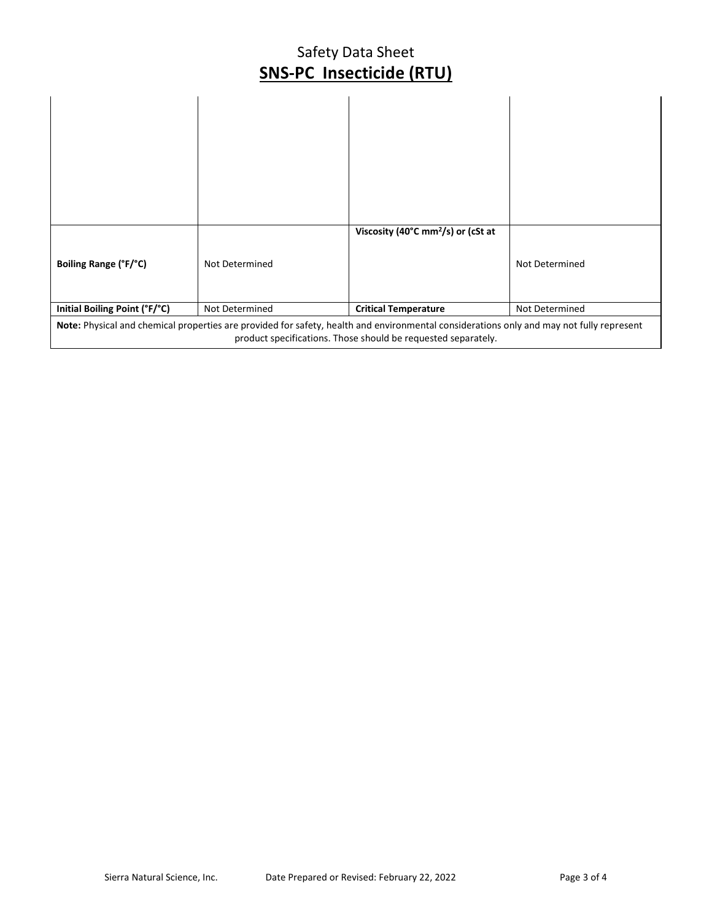| | | | |
|---|---|---|---|
| Boiling Range (°F/°C) | Not Determined | Viscosity (40°C $mm^2/s$) or (cSt at | Not Determined |
| Initial Boiling Point (°F/°C) | Not Determined | Critical Temperature | Not Determined |

**Note:** Physical and chemical properties are provided for safety, health and environmental considerations only and may not fully represent product specifications. Those should be requested separately.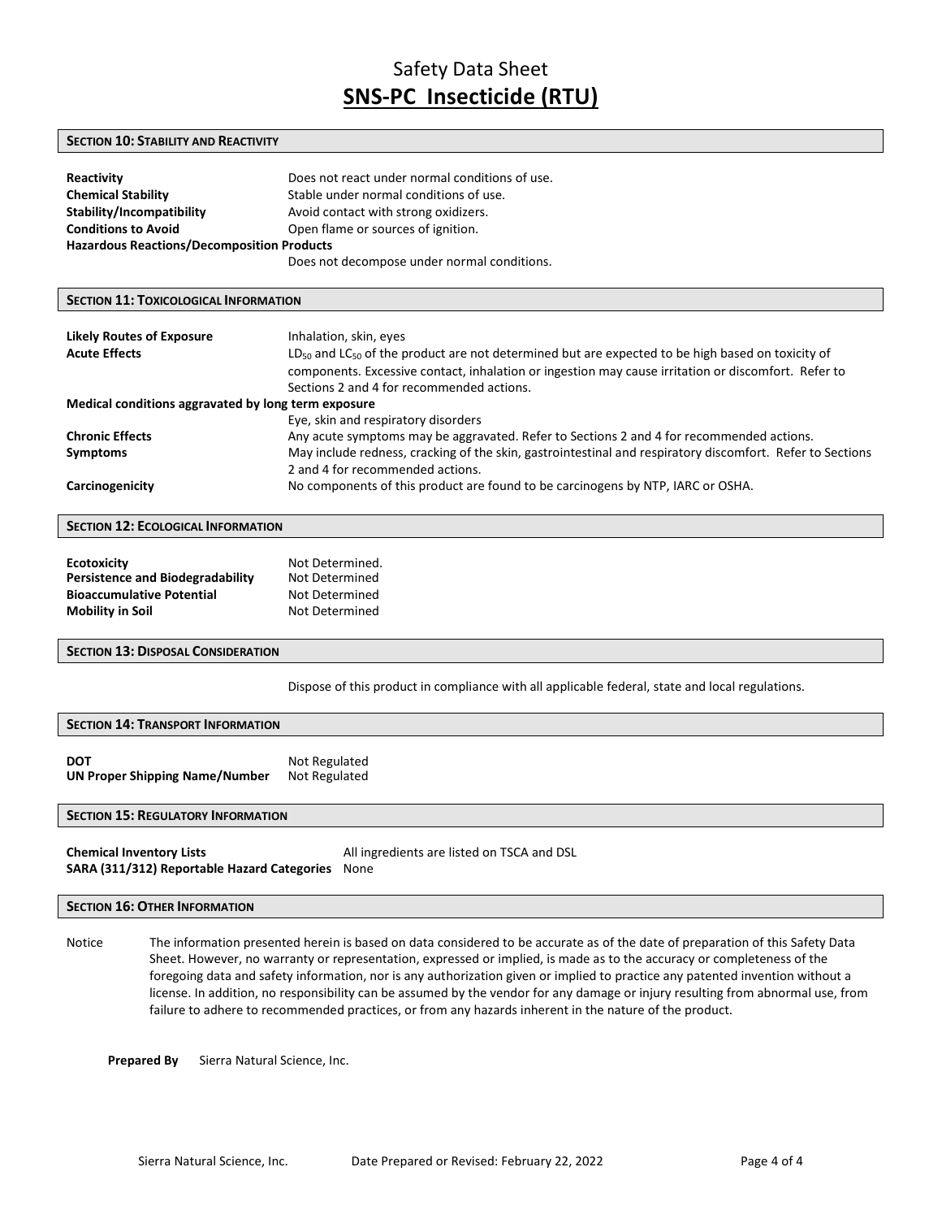## SECTION 10: STABILITY AND REACTIVITY

| | |
|---|---|
| **Reactivity** | Does not react under normal conditions of use. |
| **Chemical Stability** | Stable under normal conditions of use. |
| **Stability/Incompatibility** | Avoid contact with strong oxidizers. |
| **Conditions to Avoid** | Open flame or sources of ignition. |
| **Hazardous Reactions/Decomposition Products** | Does not decompose under normal conditions. |

## SECTION 11: TOXICOLOGICAL INFORMATION

| | |
|---|---|
| **Likely Routes of Exposure** | Inhalation, skin, eyes |
| **Acute Effects** | $LD_{50}$ and $LC_{50}$ of the product are not determined but are expected to be high based on toxicity of components. Excessive contact, inhalation or ingestion may cause irritation or discomfort. Refer to Sections 2 and 4 for recommended actions. |
| **Medical conditions aggravated by long term exposure** | Eye, skin and respiratory disorders |
| **Chronic Effects** | Any acute symptoms may be aggravated. Refer to Sections 2 and 4 for recommended actions. |
| **Symptoms** | May include redness, cracking of the skin, gastrointestinal and respiratory discomfort. Refer to Sections 2 and 4 for recommended actions. |
| **Carcinogenicity** | No components of this product are found to be carcinogens by NTP, IARC or OSHA. |

## SECTION 12: ECOLOGICAL INFORMATION

| | |
|---|---|
| **Ecotoxicity** | Not Determined. |
| **Persistence and Biodegradability** | Not Determined |
| **Bioaccumulative Potential** | Not Determined |
| **Mobility in Soil** | Not Determined |

## SECTION 13: DISPOSAL CONSIDERATION

Dispose of this product in compliance with all applicable federal, state and local regulations.

## SECTION 14: TRANSPORT INFORMATION

| | |
|---|---|
| **DOT** | Not Regulated |
| **UN Proper Shipping Name/Number** | Not Regulated |

## SECTION 15: REGULATORY INFORMATION

| | |
|---|---|
| **Chemical Inventory Lists** | All ingredients are listed on TSCA and DSL |
| **SARA (311/312) Reportable Hazard Categories** | None |

## SECTION 16: OTHER INFORMATION

Notice: The information presented herein is based on data considered to be accurate as of the date of preparation of this Safety Data Sheet. However, no warranty or representation, expressed or implied, is made as to the accuracy or completeness of the foregoing data and safety information, nor is any authorization given or implied to practice any patented invention without a license. In addition, no responsibility can be assumed by the vendor for any damage or injury resulting from abnormal use, from failure to adhere to recommended practices, or from any hazards inherent in the nature of the product.

**Prepared By** Sierra Natural Science, Inc.

Date Prepared or Revised: February 22, 2022